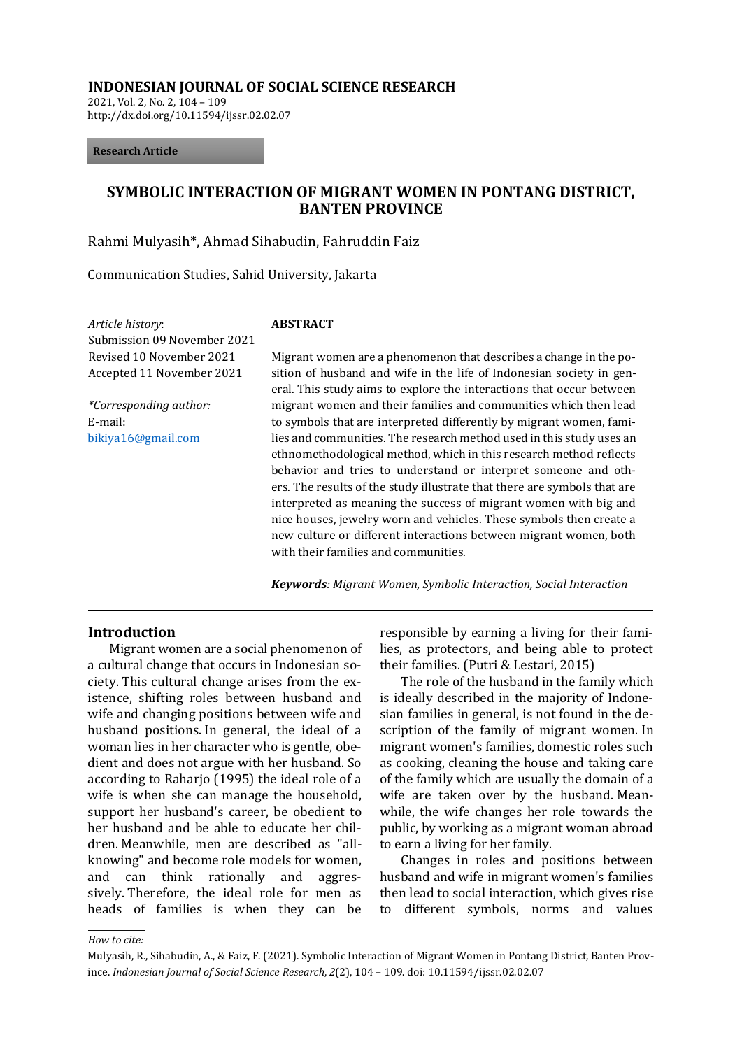INDONESIAN JOURNAL OF SOCIAL SCIENCE RESEARCH
2021, Vol. 2, No. 2, 104 – 109
http://dx.doi.org/10.11594/ijssr.02.02.07

**Research Article**

# SYMBOLIC INTERACTION OF MIGRANT WOMEN IN PONTANG DISTRICT, BANTEN PROVINCE

Rahmi Mulyasih*, Ahmad Sihabudin, Fahruddin Faiz

Communication Studies, Sahid University, Jakarta

*Article history*:
Submission 09 November 2021
Revised 10 November 2021
Accepted 11 November 2021

*\*Corresponding author:*
E-mail:
bikiya16@gmail.com

**ABSTRACT**

Migrant women are a phenomenon that describes a change in the position of husband and wife in the life of Indonesian society in general. This study aims to explore the interactions that occur between migrant women and their families and communities which then lead to symbols that are interpreted differently by migrant women, families and communities. The research method used in this study uses an ethnomethodological method, which in this research method reflects behavior and tries to understand or interpret someone and others. The results of the study illustrate that there are symbols that are interpreted as meaning the success of migrant women with big and nice houses, jewelry worn and vehicles. These symbols then create a new culture or different interactions between migrant women, both with their families and communities.

***Keywords****: Migrant Women, Symbolic Interaction, Social Interaction*

## Introduction

Migrant women are a social phenomenon of a cultural change that occurs in Indonesian society. This cultural change arises from the existence, shifting roles between husband and wife and changing positions between wife and husband positions. In general, the ideal of a woman lies in her character who is gentle, obedient and does not argue with her husband. So according to Raharjo (1995) the ideal role of a wife is when she can manage the household, support her husband's career, be obedient to her husband and be able to educate her children. Meanwhile, men are described as "all-knowing" and become role models for women, and can think rationally and aggressively. Therefore, the ideal role for men as heads of families is when they can be responsible by earning a living for their families, as protectors, and being able to protect their families. (Putri & Lestari, 2015)

The role of the husband in the family which is ideally described in the majority of Indonesian families in general, is not found in the description of the family of migrant women. In migrant women's families, domestic roles such as cooking, cleaning the house and taking care of the family which are usually the domain of a wife are taken over by the husband. Meanwhile, the wife changes her role towards the public, by working as a migrant woman abroad to earn a living for her family.

Changes in roles and positions between husband and wife in migrant women's families then lead to social interaction, which gives rise to different symbols, norms and values

*How to cite:*

Mulyasih, R., Sihabudin, A., & Faiz, F. (2021). Symbolic Interaction of Migrant Women in Pontang District, Banten Province. *Indonesian Journal of Social Science Research*, *2*(2), 104 – 109. doi: 10.11594/ijssr.02.02.07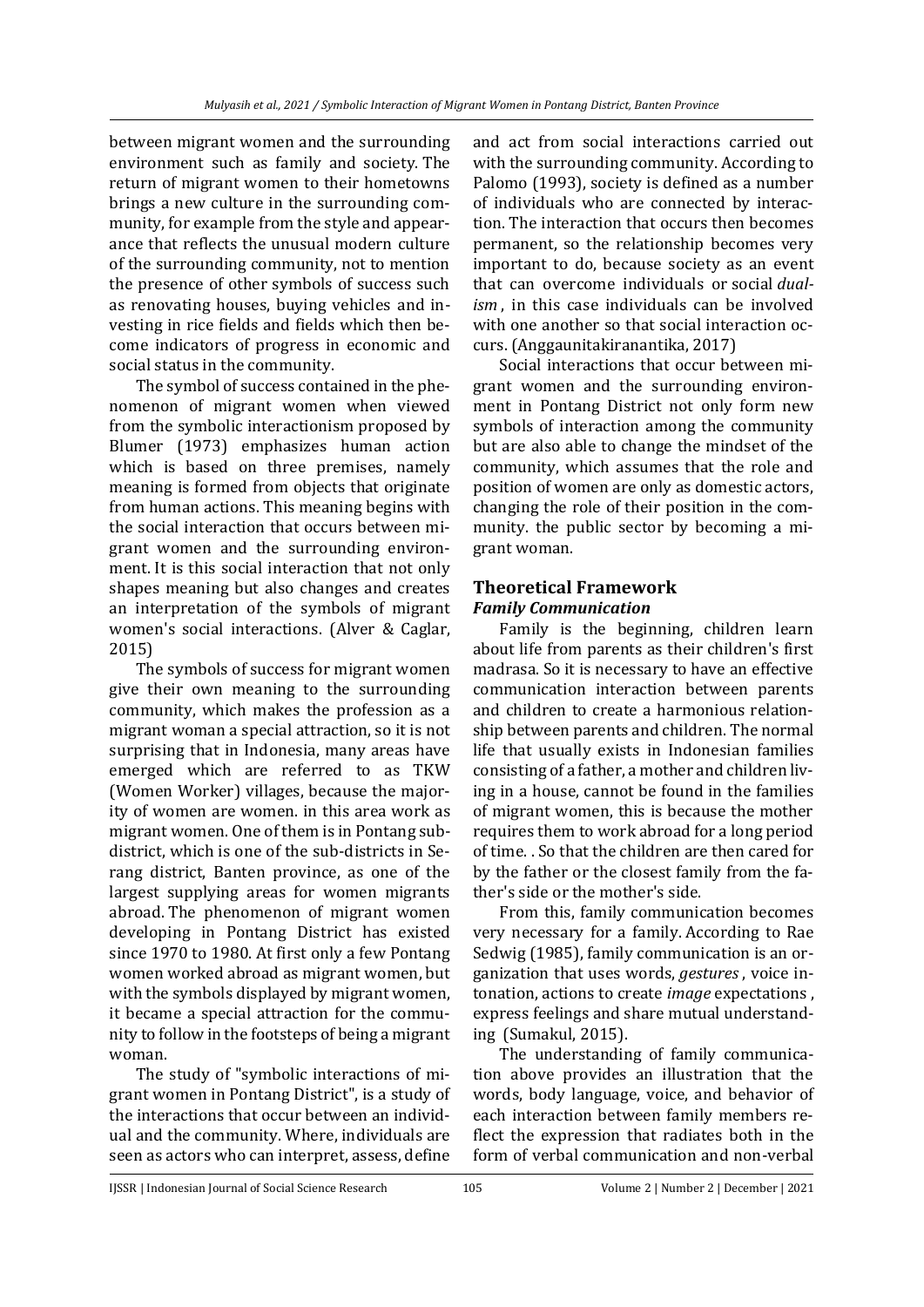between migrant women and the surrounding environment such as family and society. The return of migrant women to their hometowns brings a new culture in the surrounding community, for example from the style and appearance that reflects the unusual modern culture of the surrounding community, not to mention the presence of other symbols of success such as renovating houses, buying vehicles and investing in rice fields and fields which then become indicators of progress in economic and social status in the community.

The symbol of success contained in the phenomenon of migrant women when viewed from the symbolic interactionism proposed by Blumer (1973) emphasizes human action which is based on three premises, namely meaning is formed from objects that originate from human actions. This meaning begins with the social interaction that occurs between migrant women and the surrounding environment. It is this social interaction that not only shapes meaning but also changes and creates an interpretation of the symbols of migrant women's social interactions. (Alver & Caglar, 2015)

The symbols of success for migrant women give their own meaning to the surrounding community, which makes the profession as a migrant woman a special attraction, so it is not surprising that in Indonesia, many areas have emerged which are referred to as TKW (Women Worker) villages, because the majority of women are women. in this area work as migrant women. One of them is in Pontang subdistrict, which is one of the sub-districts in Serang district, Banten province, as one of the largest supplying areas for women migrants abroad. The phenomenon of migrant women developing in Pontang District has existed since 1970 to 1980. At first only a few Pontang women worked abroad as migrant women, but with the symbols displayed by migrant women, it became a special attraction for the community to follow in the footsteps of being a migrant woman.

The study of "symbolic interactions of migrant women in Pontang District", is a study of the interactions that occur between an individual and the community. Where, individuals are seen as actors who can interpret, assess, define and act from social interactions carried out with the surrounding community. According to Palomo (1993), society is defined as a number of individuals who are connected by interaction. The interaction that occurs then becomes permanent, so the relationship becomes very important to do, because society as an event that can overcome individuals or social *dualism* , in this case individuals can be involved with one another so that social interaction occurs. (Anggaunitakiranantika, 2017)

Social interactions that occur between migrant women and the surrounding environment in Pontang District not only form new symbols of interaction among the community but are also able to change the mindset of the community, which assumes that the role and position of women are only as domestic actors, changing the role of their position in the community. the public sector by becoming a migrant woman.

## Theoretical Framework

### *Family Communication*

Family is the beginning, children learn about life from parents as their children's first madrasa. So it is necessary to have an effective communication interaction between parents and children to create a harmonious relationship between parents and children. The normal life that usually exists in Indonesian families consisting of a father, a mother and children living in a house, cannot be found in the families of migrant women, this is because the mother requires them to work abroad for a long period of time. . So that the children are then cared for by the father or the closest family from the father's side or the mother's side.

From this, family communication becomes very necessary for a family. According to Rae Sedwig (1985), family communication is an organization that uses words, *gestures* , voice intonation, actions to create *image* expectations , express feelings and share mutual understanding (Sumakul, 2015).

The understanding of family communication above provides an illustration that the words, body language, voice, and behavior of each interaction between family members reflect the expression that radiates both in the form of verbal communication and non-verbal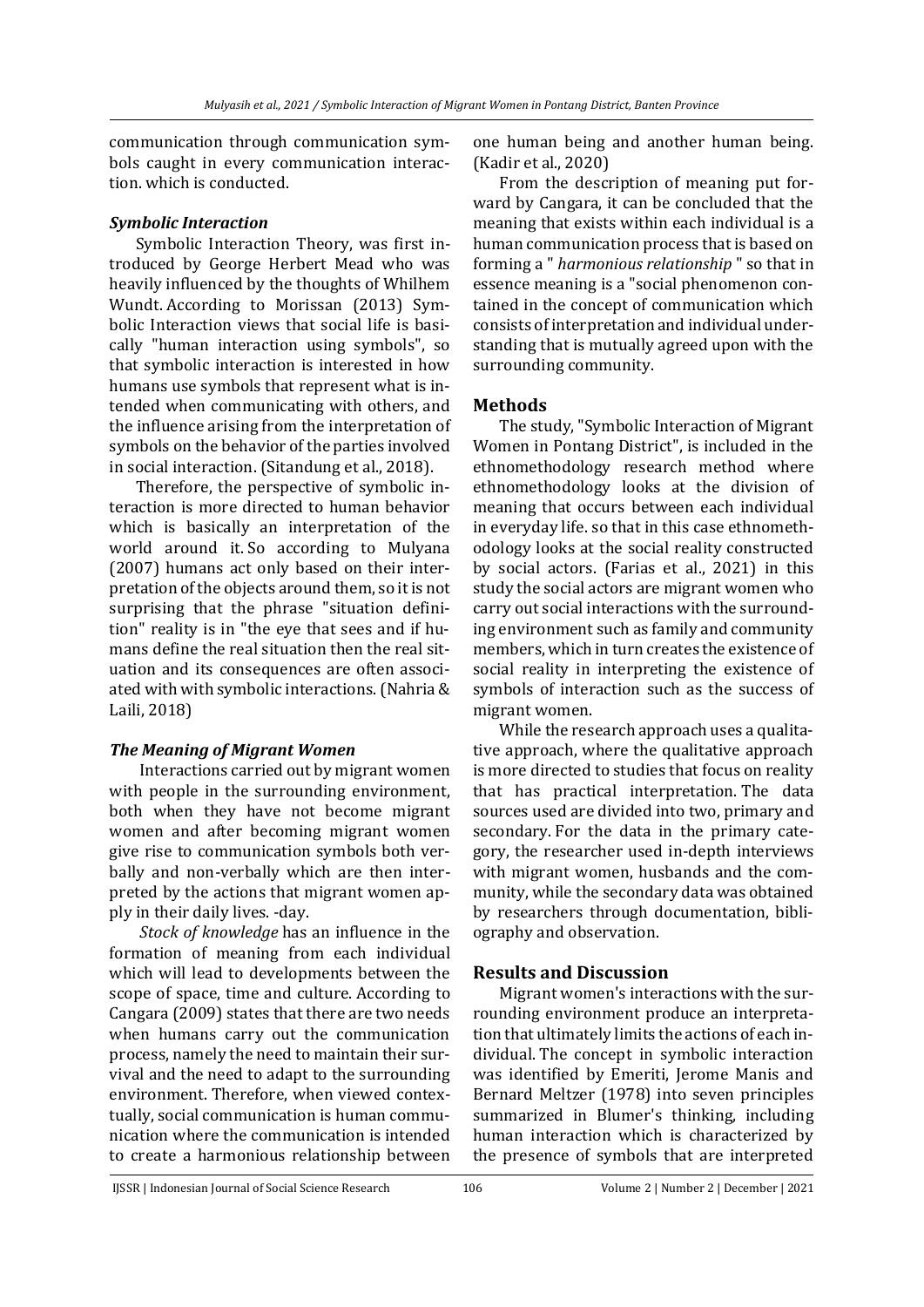communication through communication symbols caught in every communication interaction. which is conducted.

### *Symbolic Interaction*

Symbolic Interaction Theory, was first introduced by George Herbert Mead who was heavily influenced by the thoughts of Whilhem Wundt. According to Morissan (2013) Symbolic Interaction views that social life is basically "human interaction using symbols", so that symbolic interaction is interested in how humans use symbols that represent what is intended when communicating with others, and the influence arising from the interpretation of symbols on the behavior of the parties involved in social interaction. (Sitandung et al., 2018).

Therefore, the perspective of symbolic interaction is more directed to human behavior which is basically an interpretation of the world around it. So according to Mulyana (2007) humans act only based on their interpretation of the objects around them, so it is not surprising that the phrase "situation definition" reality is in "the eye that sees and if humans define the real situation then the real situation and its consequences are often associated with with symbolic interactions. (Nahria & Laili, 2018)

### *The Meaning of Migrant Women*

Interactions carried out by migrant women with people in the surrounding environment, both when they have not become migrant women and after becoming migrant women give rise to communication symbols both verbally and non-verbally which are then interpreted by the actions that migrant women apply in their daily lives. -day.

*Stock of knowledge* has an influence in the formation of meaning from each individual which will lead to developments between the scope of space, time and culture. According to Cangara (2009) states that there are two needs when humans carry out the communication process, namely the need to maintain their survival and the need to adapt to the surrounding environment. Therefore, when viewed contextually, social communication is human communication where the communication is intended to create a harmonious relationship between one human being and another human being. (Kadir et al., 2020)

From the description of meaning put forward by Cangara, it can be concluded that the meaning that exists within each individual is a human communication process that is based on forming a " *harmonious relationship* " so that in essence meaning is a "social phenomenon contained in the concept of communication which consists of interpretation and individual understanding that is mutually agreed upon with the surrounding community.

## Methods

The study, "Symbolic Interaction of Migrant Women in Pontang District", is included in the ethnomethodology research method where ethnomethodology looks at the division of meaning that occurs between each individual in everyday life. so that in this case ethnomethodology looks at the social reality constructed by social actors. (Farias et al., 2021) in this study the social actors are migrant women who carry out social interactions with the surrounding environment such as family and community members, which in turn creates the existence of social reality in interpreting the existence of symbols of interaction such as the success of migrant women.

While the research approach uses a qualitative approach, where the qualitative approach is more directed to studies that focus on reality that has practical interpretation. The data sources used are divided into two, primary and secondary. For the data in the primary category, the researcher used in-depth interviews with migrant women, husbands and the community, while the secondary data was obtained by researchers through documentation, bibliography and observation.

## Results and Discussion

Migrant women's interactions with the surrounding environment produce an interpretation that ultimately limits the actions of each individual. The concept in symbolic interaction was identified by Emeriti, Jerome Manis and Bernard Meltzer (1978) into seven principles summarized in Blumer's thinking, including human interaction which is characterized by the presence of symbols that are interpreted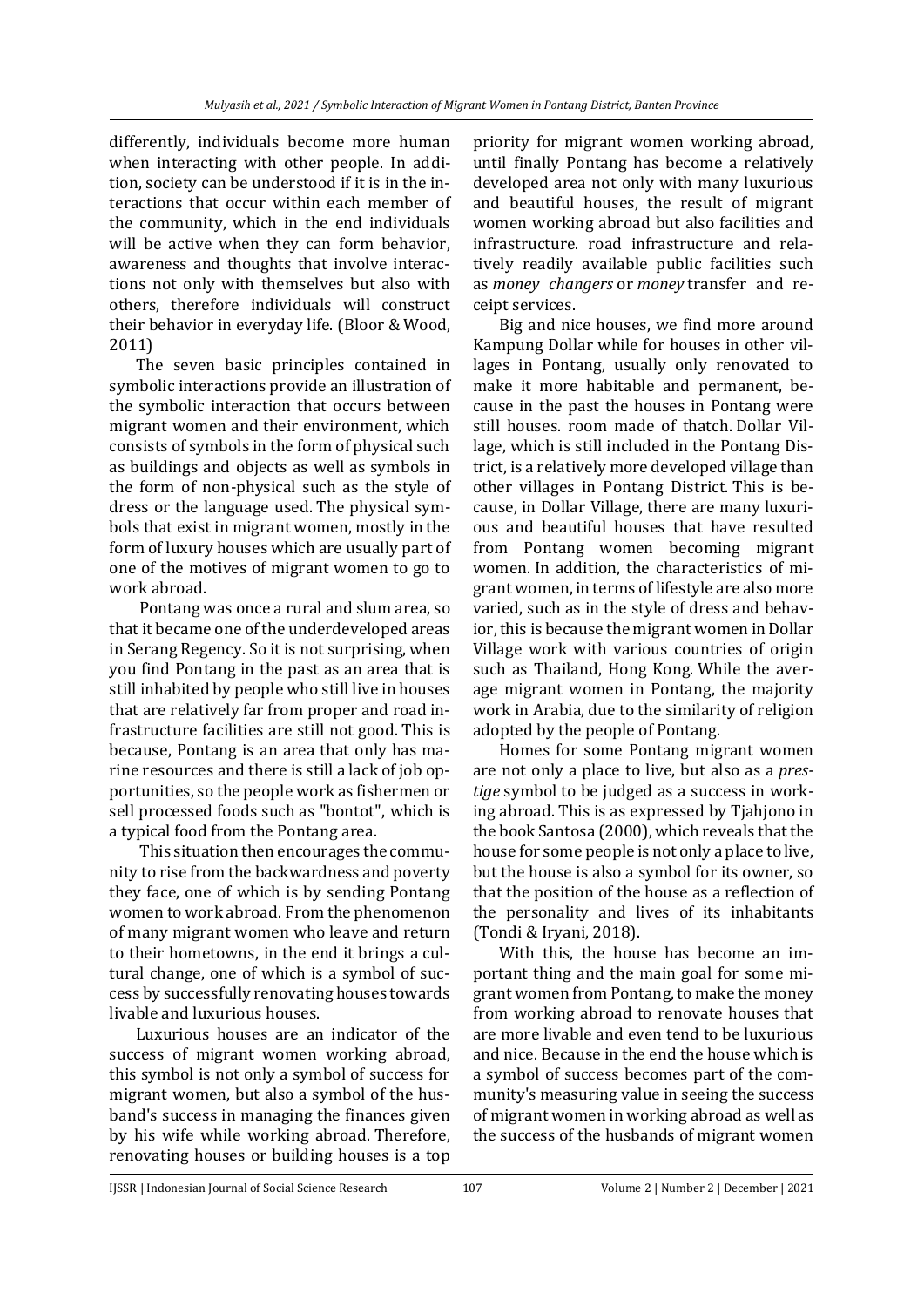differently, individuals become more human when interacting with other people. In addition, society can be understood if it is in the interactions that occur within each member of the community, which in the end individuals will be active when they can form behavior, awareness and thoughts that involve interactions not only with themselves but also with others, therefore individuals will construct their behavior in everyday life. (Bloor & Wood, 2011)

The seven basic principles contained in symbolic interactions provide an illustration of the symbolic interaction that occurs between migrant women and their environment, which consists of symbols in the form of physical such as buildings and objects as well as symbols in the form of non-physical such as the style of dress or the language used. The physical symbols that exist in migrant women, mostly in the form of luxury houses which are usually part of one of the motives of migrant women to go to work abroad.

Pontang was once a rural and slum area, so that it became one of the underdeveloped areas in Serang Regency. So it is not surprising, when you find Pontang in the past as an area that is still inhabited by people who still live in houses that are relatively far from proper and road infrastructure facilities are still not good. This is because, Pontang is an area that only has marine resources and there is still a lack of job opportunities, so the people work as fishermen or sell processed foods such as "bontot", which is a typical food from the Pontang area.

This situation then encourages the community to rise from the backwardness and poverty they face, one of which is by sending Pontang women to work abroad. From the phenomenon of many migrant women who leave and return to their hometowns, in the end it brings a cultural change, one of which is a symbol of success by successfully renovating houses towards livable and luxurious houses.

Luxurious houses are an indicator of the success of migrant women working abroad, this symbol is not only a symbol of success for migrant women, but also a symbol of the husband's success in managing the finances given by his wife while working abroad. Therefore, renovating houses or building houses is a top priority for migrant women working abroad, until finally Pontang has become a relatively developed area not only with many luxurious and beautiful houses, the result of migrant women working abroad but also facilities and infrastructure. road infrastructure and relatively readily available public facilities such as *money changers* or *money* transfer and receipt services.

Big and nice houses, we find more around Kampung Dollar while for houses in other villages in Pontang, usually only renovated to make it more habitable and permanent, because in the past the houses in Pontang were still houses. room made of thatch. Dollar Village, which is still included in the Pontang District, is a relatively more developed village than other villages in Pontang District. This is because, in Dollar Village, there are many luxurious and beautiful houses that have resulted from Pontang women becoming migrant women. In addition, the characteristics of migrant women, in terms of lifestyle are also more varied, such as in the style of dress and behavior, this is because the migrant women in Dollar Village work with various countries of origin such as Thailand, Hong Kong. While the average migrant women in Pontang, the majority work in Arabia, due to the similarity of religion adopted by the people of Pontang.

Homes for some Pontang migrant women are not only a place to live, but also as a *prestige* symbol to be judged as a success in working abroad. This is as expressed by Tjahjono in the book Santosa (2000), which reveals that the house for some people is not only a place to live, but the house is also a symbol for its owner, so that the position of the house as a reflection of the personality and lives of its inhabitants (Tondi & Iryani, 2018).

With this, the house has become an important thing and the main goal for some migrant women from Pontang, to make the money from working abroad to renovate houses that are more livable and even tend to be luxurious and nice. Because in the end the house which is a symbol of success becomes part of the community's measuring value in seeing the success of migrant women in working abroad as well as the success of the husbands of migrant women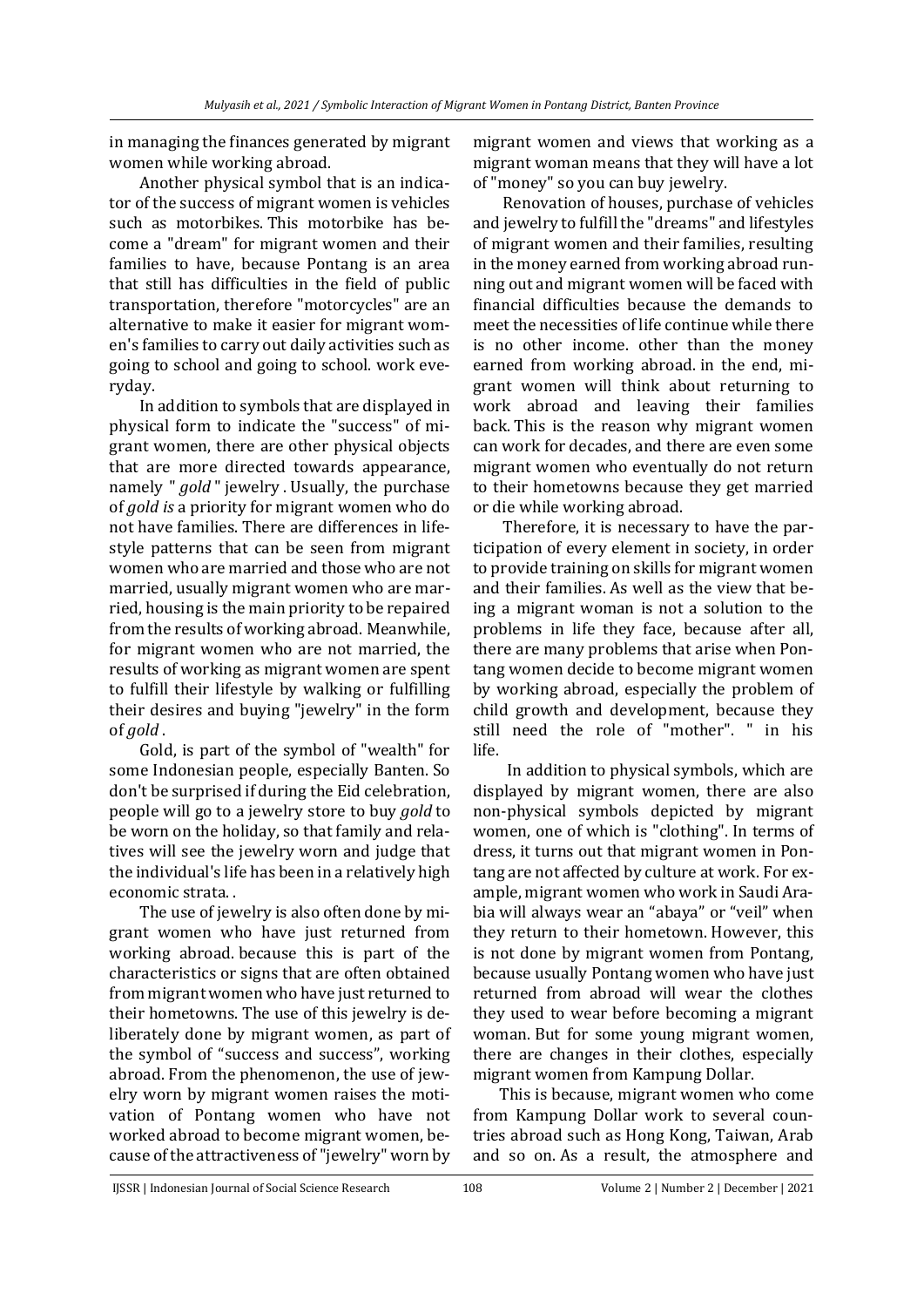in managing the finances generated by migrant women while working abroad.

Another physical symbol that is an indicator of the success of migrant women is vehicles such as motorbikes. This motorbike has become a "dream" for migrant women and their families to have, because Pontang is an area that still has difficulties in the field of public transportation, therefore "motorcycles" are an alternative to make it easier for migrant women's families to carry out daily activities such as going to school and going to school. work everyday.

In addition to symbols that are displayed in physical form to indicate the "success" of migrant women, there are other physical objects that are more directed towards appearance, namely " *gold* " jewelry . Usually, the purchase of *gold is* a priority for migrant women who do not have families. There are differences in lifestyle patterns that can be seen from migrant women who are married and those who are not married, usually migrant women who are married, housing is the main priority to be repaired from the results of working abroad. Meanwhile, for migrant women who are not married, the results of working as migrant women are spent to fulfill their lifestyle by walking or fulfilling their desires and buying "jewelry" in the form of *gold* .

Gold, is part of the symbol of "wealth" for some Indonesian people, especially Banten. So don't be surprised if during the Eid celebration, people will go to a jewelry store to buy *gold* to be worn on the holiday, so that family and relatives will see the jewelry worn and judge that the individual's life has been in a relatively high economic strata. .

The use of jewelry is also often done by migrant women who have just returned from working abroad. because this is part of the characteristics or signs that are often obtained from migrant women who have just returned to their hometowns. The use of this jewelry is deliberately done by migrant women, as part of the symbol of "success and success", working abroad. From the phenomenon, the use of jewelry worn by migrant women raises the motivation of Pontang women who have not worked abroad to become migrant women, because of the attractiveness of "jewelry" worn by migrant women and views that working as a migrant woman means that they will have a lot of "money" so you can buy jewelry.

Renovation of houses, purchase of vehicles and jewelry to fulfill the "dreams" and lifestyles of migrant women and their families, resulting in the money earned from working abroad running out and migrant women will be faced with financial difficulties because the demands to meet the necessities of life continue while there is no other income. other than the money earned from working abroad. in the end, migrant women will think about returning to work abroad and leaving their families back. This is the reason why migrant women can work for decades, and there are even some migrant women who eventually do not return to their hometowns because they get married or die while working abroad.

Therefore, it is necessary to have the participation of every element in society, in order to provide training on skills for migrant women and their families. As well as the view that being a migrant woman is not a solution to the problems in life they face, because after all, there are many problems that arise when Pontang women decide to become migrant women by working abroad, especially the problem of child growth and development, because they still need the role of "mother". " in his life.

In addition to physical symbols, which are displayed by migrant women, there are also non-physical symbols depicted by migrant women, one of which is "clothing". In terms of dress, it turns out that migrant women in Pontang are not affected by culture at work. For example, migrant women who work in Saudi Arabia will always wear an "abaya" or "veil" when they return to their hometown. However, this is not done by migrant women from Pontang, because usually Pontang women who have just returned from abroad will wear the clothes they used to wear before becoming a migrant woman. But for some young migrant women, there are changes in their clothes, especially migrant women from Kampung Dollar.

This is because, migrant women who come from Kampung Dollar work to several countries abroad such as Hong Kong, Taiwan, Arab and so on. As a result, the atmosphere and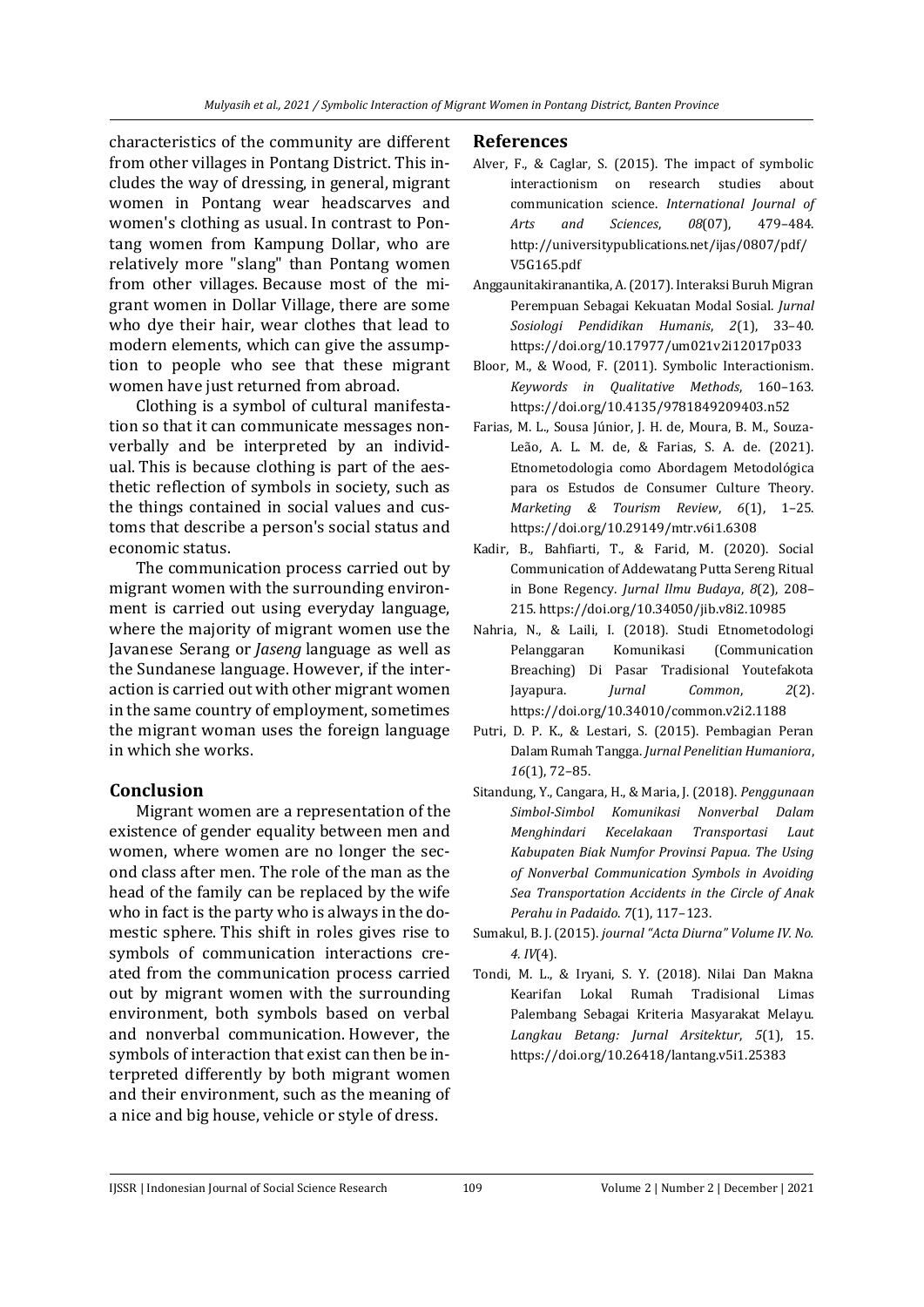characteristics of the community are different from other villages in Pontang District. This includes the way of dressing, in general, migrant women in Pontang wear headscarves and women's clothing as usual. In contrast to Pontang women from Kampung Dollar, who are relatively more "slang" than Pontang women from other villages. Because most of the migrant women in Dollar Village, there are some who dye their hair, wear clothes that lead to modern elements, which can give the assumption to people who see that these migrant women have just returned from abroad.

Clothing is a symbol of cultural manifestation so that it can communicate messages nonverbally and be interpreted by an individual. This is because clothing is part of the aesthetic reflection of symbols in society, such as the things contained in social values and customs that describe a person's social status and economic status.

The communication process carried out by migrant women with the surrounding environment is carried out using everyday language, where the majority of migrant women use the Javanese Serang or *Jaseng* language as well as the Sundanese language. However, if the interaction is carried out with other migrant women in the same country of employment, sometimes the migrant woman uses the foreign language in which she works.

## Conclusion

Migrant women are a representation of the existence of gender equality between men and women, where women are no longer the second class after men. The role of the man as the head of the family can be replaced by the wife who in fact is the party who is always in the domestic sphere. This shift in roles gives rise to symbols of communication interactions created from the communication process carried out by migrant women with the surrounding environment, both symbols based on verbal and nonverbal communication. However, the symbols of interaction that exist can then be interpreted differently by both migrant women and their environment, such as the meaning of a nice and big house, vehicle or style of dress.

## References

Alver, F., & Caglar, S. (2015). The impact of symbolic interactionism on research studies about communication science. *International Journal of Arts and Sciences*, *08*(07), 479–484. http://universitypublications.net/ijas/0807/pdf/V5G165.pdf

Anggaunitakiranantika, A. (2017). Interaksi Buruh Migran Perempuan Sebagai Kekuatan Modal Sosial. *Jurnal Sosiologi Pendidikan Humanis*, *2*(1), 33–40. https://doi.org/10.17977/um021v2i12017p033

Bloor, M., & Wood, F. (2011). Symbolic Interactionism. *Keywords in Qualitative Methods*, 160–163. https://doi.org/10.4135/9781849209403.n52

Farias, M. L., Sousa Júnior, J. H. de, Moura, B. M., Souza-Leão, A. L. M. de, & Farias, S. A. de. (2021). Etnometodologia como Abordagem Metodológica para os Estudos de Consumer Culture Theory. *Marketing & Tourism Review*, *6*(1), 1–25. https://doi.org/10.29149/mtr.v6i1.6308

Kadir, B., Bahfiarti, T., & Farid, M. (2020). Social Communication of Addewatang Putta Sereng Ritual in Bone Regency. *Jurnal Ilmu Budaya*, *8*(2), 208–215. https://doi.org/10.34050/jib.v8i2.10985

Nahria, N., & Laili, I. (2018). Studi Etnometodologi Pelanggaran Komunikasi (Communication Breaching) Di Pasar Tradisional Youtefakota Jayapura. *Jurnal Common*, *2*(2). https://doi.org/10.34010/common.v2i2.1188

Putri, D. P. K., & Lestari, S. (2015). Pembagian Peran Dalam Rumah Tangga. *Jurnal Penelitian Humaniora*, *16*(1), 72–85.

Sitandung, Y., Cangara, H., & Maria, J. (2018). *Penggunaan Simbol-Simbol Komunikasi Nonverbal Dalam Menghindari Kecelakaan Transportasi Laut Kabupaten Biak Numfor Provinsi Papua. The Using of Nonverbal Communication Symbols in Avoiding Sea Transportation Accidents in the Circle of Anak Perahu in Padaido. 7*(1), 117–123.

Sumakul, B. J. (2015). *journal "Acta Diurna" Volume IV. No. 4. IV*(4).

Tondi, M. L., & Iryani, S. Y. (2018). Nilai Dan Makna Kearifan Lokal Rumah Tradisional Limas Palembang Sebagai Kriteria Masyarakat Melayu. *Langkau Betang: Jurnal Arsitektur*, *5*(1), 15. https://doi.org/10.26418/lantang.v5i1.25383